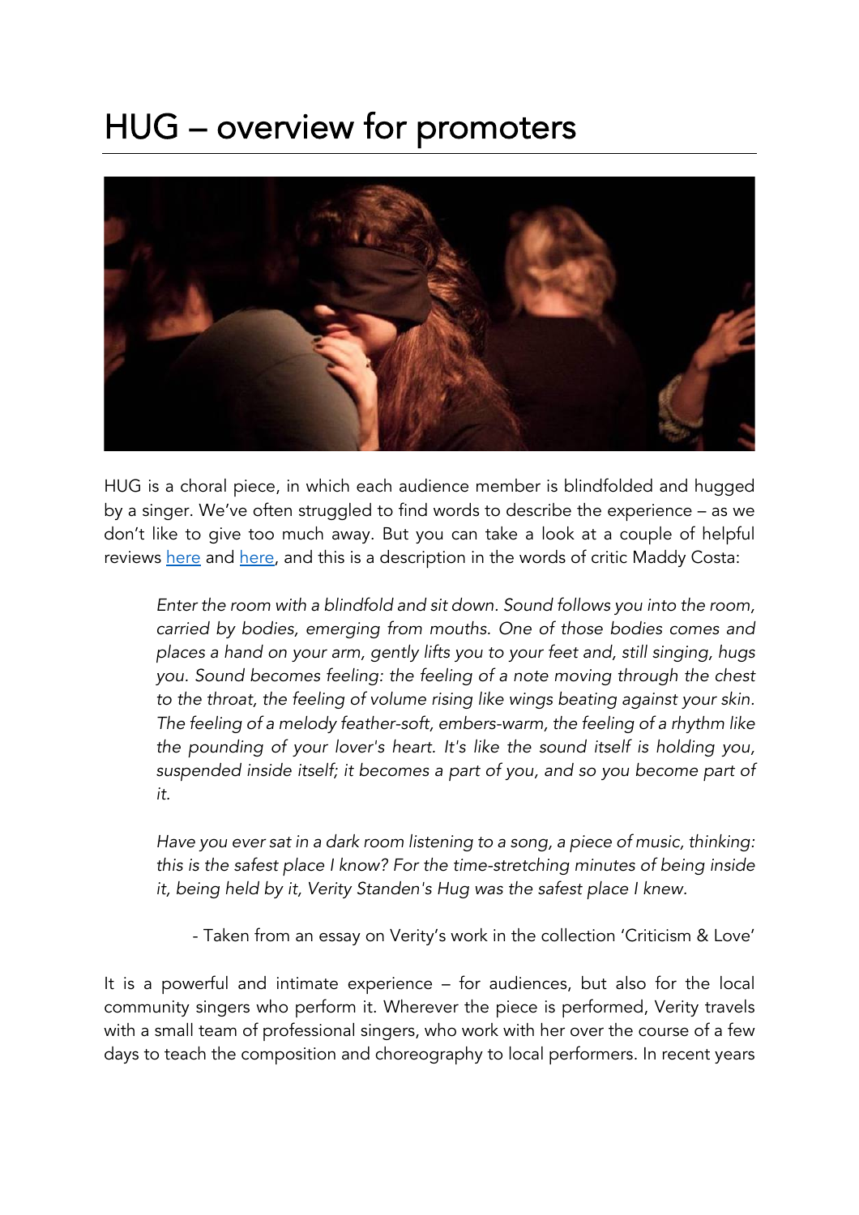# HUG – overview for promoters

HUG is a choral piece, in which each audience member is blindfolded and hugged by a singer. We've often struggled to find words to describe the experience – as we don't like to give too much away. But you can take a look at a couple of helpful reviews here and here, and this is a description in the words of critic Maddy Costa:

> *Enter the room with a blindfold and sit down. Sound follows you into the room, carried by bodies, emerging from mouths. One of those bodies comes and places a hand on your arm, gently lifts you to your feet and, still singing, hugs you. Sound becomes feeling: the feeling of a note moving through the chest to the throat, the feeling of volume rising like wings beating against your skin. The feeling of a melody feather-soft, embers-warm, the feeling of a rhythm like the pounding of your lover's heart. It's like the sound itself is holding you, suspended inside itself; it becomes a part of you, and so you become part of it.*
>
> *Have you ever sat in a dark room listening to a song, a piece of music, thinking: this is the safest place I know? For the time-stretching minutes of being inside it, being held by it, Verity Standen's Hug was the safest place I knew.*
>
> - Taken from an essay on Verity's work in the collection 'Criticism & Love'

It is a powerful and intimate experience – for audiences, but also for the local community singers who perform it. Wherever the piece is performed, Verity travels with a small team of professional singers, who work with her over the course of a few days to teach the composition and choreography to local performers. In recent years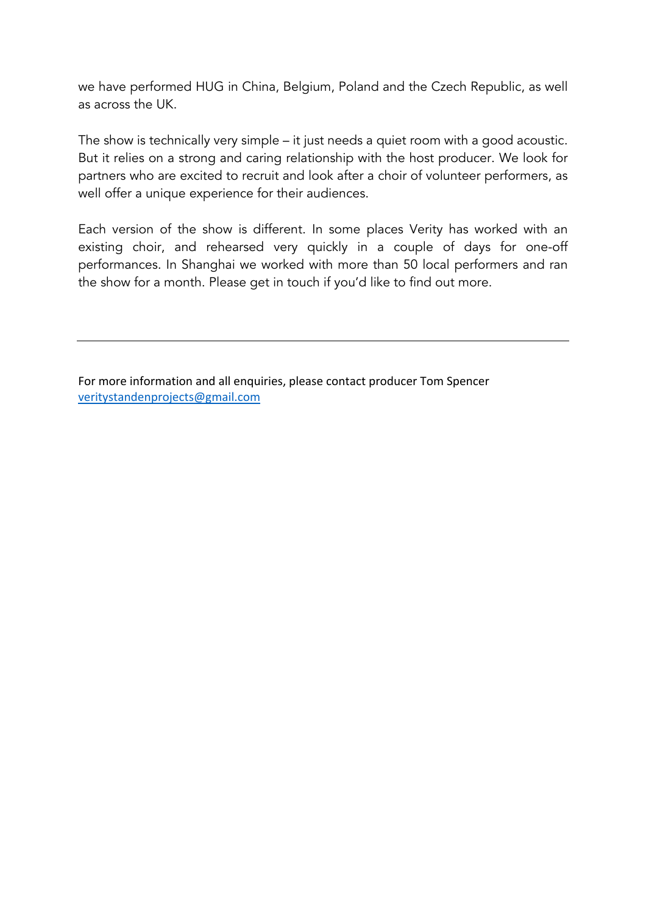we have performed HUG in China, Belgium, Poland and the Czech Republic, as well as across the UK.

The show is technically very simple – it just needs a quiet room with a good acoustic. But it relies on a strong and caring relationship with the host producer. We look for partners who are excited to recruit and look after a choir of volunteer performers, as well offer a unique experience for their audiences.

Each version of the show is different. In some places Verity has worked with an existing choir, and rehearsed very quickly in a couple of days for one-off performances. In Shanghai we worked with more than 50 local performers and ran the show for a month. Please get in touch if you'd like to find out more.

---

For more information and all enquiries, please contact producer Tom Spencer
veritystandenprojects@gmail.com